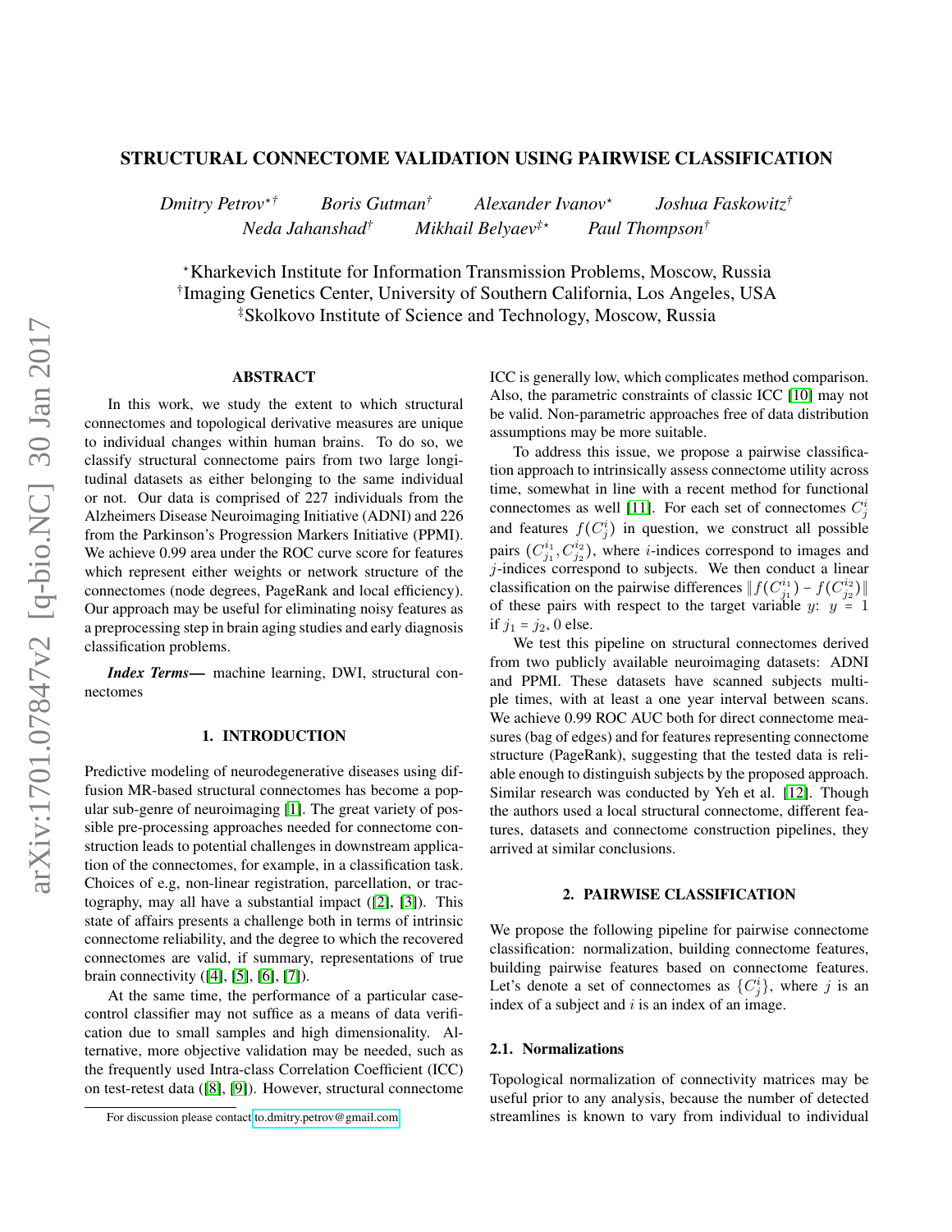# STRUCTURAL CONNECTOME VALIDATION USING PAIRWISE CLASSIFICATION

*Dmitry Petrov*[⋆†] *Boris Gutman*[†] *Alexander Ivanov*[⋆] *Joshua Faskowitz*[†]
*Neda Jahanshad*[†] *Mikhail Belyaev*[‡⋆] *Paul Thompson*[†]

[⋆]Kharkevich Institute for Information Transmission Problems, Moscow, Russia
[†]Imaging Genetics Center, University of Southern California, Los Angeles, USA
[‡]Skolkovo Institute of Science and Technology, Moscow, Russia

## ABSTRACT

In this work, we study the extent to which structural connectomes and topological derivative measures are unique to individual changes within human brains. To do so, we classify structural connectome pairs from two large longitudinal datasets as either belonging to the same individual or not. Our data is comprised of 227 individuals from the Alzheimers Disease Neuroimaging Initiative (ADNI) and 226 from the Parkinson's Progression Markers Initiative (PPMI). We achieve 0.99 area under the ROC curve score for features which represent either weights or network structure of the connectomes (node degrees, PageRank and local efficiency). Our approach may be useful for eliminating noisy features as a preprocessing step in brain aging studies and early diagnosis classification problems.

***Index Terms*—** machine learning, DWI, structural connectomes

## 1. INTRODUCTION

Predictive modeling of neurodegenerative diseases using diffusion MR-based structural connectomes has become a popular sub-genre of neuroimaging [1]. The great variety of possible pre-processing approaches needed for connectome construction leads to potential challenges in downstream application of the connectomes, for example, in a classification task. Choices of e.g, non-linear registration, parcellation, or tractography, may all have a substantial impact ([2], [3]). This state of affairs presents a challenge both in terms of intrinsic connectome reliability, and the degree to which the recovered connectomes are valid, if summary, representations of true brain connectivity ([4], [5], [6], [7]).

At the same time, the performance of a particular case-control classifier may not suffice as a means of data verification due to small samples and high dimensionality. Alternative, more objective validation may be needed, such as the frequently used Intra-class Correlation Coefficient (ICC) on test-retest data ([8], [9]). However, structural connectome ICC is generally low, which complicates method comparison. Also, the parametric constraints of classic ICC [10] may not be valid. Non-parametric approaches free of data distribution assumptions may be more suitable.

To address this issue, we propose a pairwise classification approach to intrinsically assess connectome utility across time, somewhat in line with a recent method for functional connectomes as well [11]. For each set of connectomes $C_j^i$ and features $f(C_j^i)$ in question, we construct all possible pairs $(C_{j_1}^{i_1}, C_{j_2}^{i_2})$, where $i$-indices correspond to images and $j$-indices correspond to subjects. We then conduct a linear classification on the pairwise differences $\| f(C_{j_1}^{i_1}) - f(C_{j_2}^{i_2}) \|$ of these pairs with respect to the target variable $y$: $y = 1$ if $j_1 = j_2$, 0 else.

We test this pipeline on structural connectomes derived from two publicly available neuroimaging datasets: ADNI and PPMI. These datasets have scanned subjects multiple times, with at least a one year interval between scans. We achieve 0.99 ROC AUC both for direct connectome measures (bag of edges) and for features representing connectome structure (PageRank), suggesting that the tested data is reliable enough to distinguish subjects by the proposed approach. Similar research was conducted by Yeh et al. [12]. Though the authors used a local structural connectome, different features, datasets and connectome construction pipelines, they arrived at similar conclusions.

## 2. PAIRWISE CLASSIFICATION

We propose the following pipeline for pairwise connectome classification: normalization, building connectome features, building pairwise features based on connectome features. Let's denote a set of connectomes as $\{C_j^i\}$, where $j$ is an index of a subject and $i$ is an index of an image.

### 2.1. Normalizations

Topological normalization of connectivity matrices may be useful prior to any analysis, because the number of detected streamlines is known to vary from individual to individual

For discussion please contact to.dmitry.petrov@gmail.com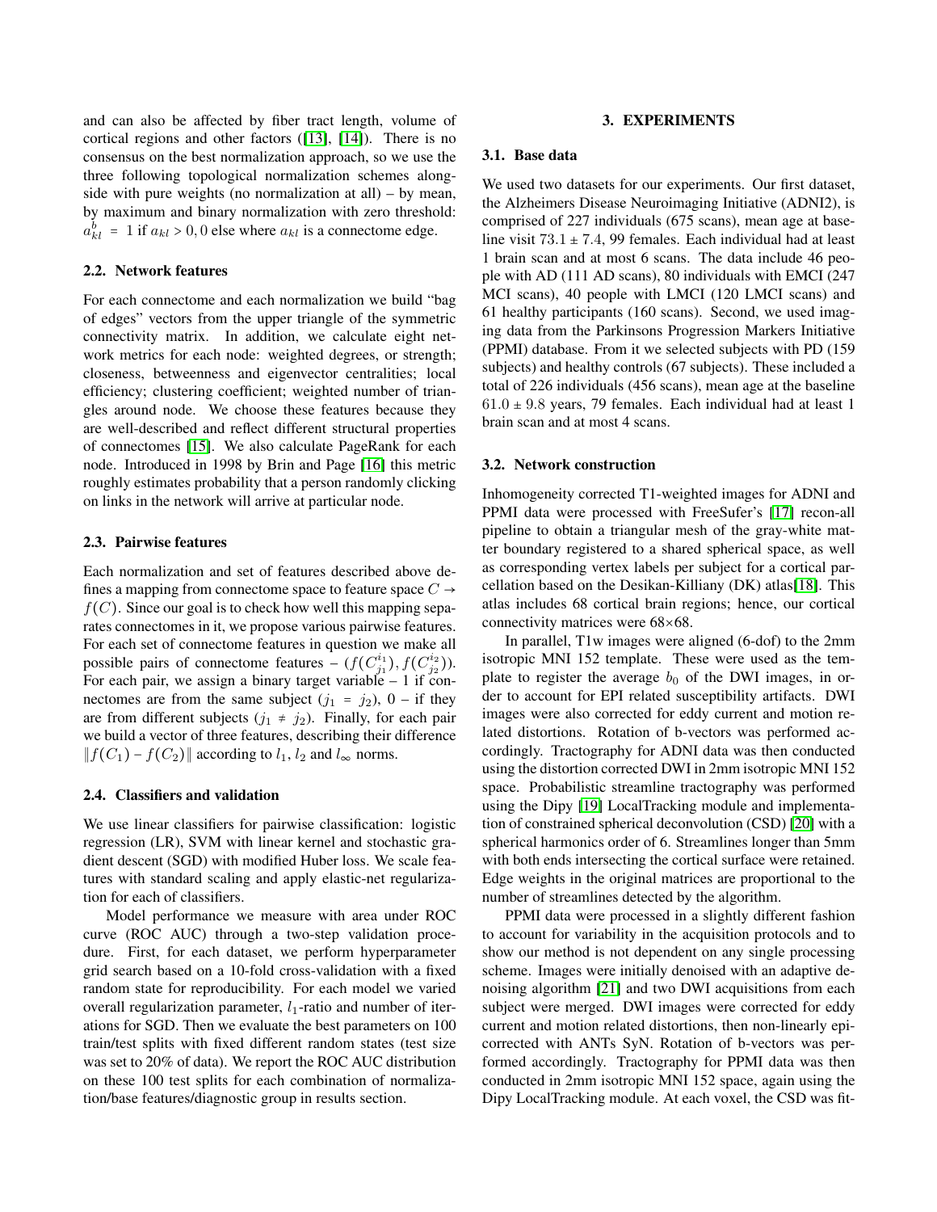and can also be affected by fiber tract length, volume of cortical regions and other factors ([13], [14]). There is no consensus on the best normalization approach, so we use the three following topological normalization schemes alongside with pure weights (no normalization at all) – by mean, by maximum and binary normalization with zero threshold: $a^b_{kl} = 1$ if $a_{kl} > 0, 0$ else where $a_{kl}$ is a connectome edge.

### 2.2. Network features

For each connectome and each normalization we build "bag of edges" vectors from the upper triangle of the symmetric connectivity matrix. In addition, we calculate eight network metrics for each node: weighted degrees, or strength; closeness, betweenness and eigenvector centralities; local efficiency; clustering coefficient; weighted number of triangles around node. We choose these features because they are well-described and reflect different structural properties of connectomes [15]. We also calculate PageRank for each node. Introduced in 1998 by Brin and Page [16] this metric roughly estimates probability that a person randomly clicking on links in the network will arrive at particular node.

### 2.3. Pairwise features

Each normalization and set of features described above defines a mapping from connectome space to feature space $C \to f(C)$. Since our goal is to check how well this mapping separates connectomes in it, we propose various pairwise features. For each set of connectome features in question we make all possible pairs of connectome features – $(f(C^{i_1}_{j_1}), f(C^{i_2}_{j_2}))$. For each pair, we assign a binary target variable – 1 if connectomes are from the same subject ($j_1 = j_2$), 0 – if they are from different subjects ($j_1 \neq j_2$). Finally, for each pair we build a vector of three features, describing their difference $\|f(C_1) - f(C_2)\|$ according to $l_1$, $l_2$ and $l_\infty$ norms.

### 2.4. Classifiers and validation

We use linear classifiers for pairwise classification: logistic regression (LR), SVM with linear kernel and stochastic gradient descent (SGD) with modified Huber loss. We scale features with standard scaling and apply elastic-net regularization for each of classifiers.

Model performance we measure with area under ROC curve (ROC AUC) through a two-step validation procedure. First, for each dataset, we perform hyperparameter grid search based on a 10-fold cross-validation with a fixed random state for reproducibility. For each model we varied overall regularization parameter, $l_1$-ratio and number of iterations for SGD. Then we evaluate the best parameters on 100 train/test splits with fixed different random states (test size was set to 20% of data). We report the ROC AUC distribution on these 100 test splits for each combination of normalization/base features/diagnostic group in results section.

## 3. EXPERIMENTS

### 3.1. Base data

We used two datasets for our experiments. Our first dataset, the Alzheimers Disease Neuroimaging Initiative (ADNI2), is comprised of 227 individuals (675 scans), mean age at baseline visit $73.1 \pm 7.4$, 99 females. Each individual had at least 1 brain scan and at most 6 scans. The data include 46 people with AD (111 AD scans), 80 individuals with EMCI (247 MCI scans), 40 people with LMCI (120 LMCI scans) and 61 healthy participants (160 scans). Second, we used imaging data from the Parkinsons Progression Markers Initiative (PPMI) database. From it we selected subjects with PD (159 subjects) and healthy controls (67 subjects). These included a total of 226 individuals (456 scans), mean age at the baseline $61.0 \pm 9.8$ years, 79 females. Each individual had at least 1 brain scan and at most 4 scans.

### 3.2. Network construction

Inhomogeneity corrected T1-weighted images for ADNI and PPMI data were processed with FreeSufer's [17] recon-all pipeline to obtain a triangular mesh of the gray-white matter boundary registered to a shared spherical space, as well as corresponding vertex labels per subject for a cortical parcellation based on the Desikan-Killiany (DK) atlas[18]. This atlas includes 68 cortical brain regions; hence, our cortical connectivity matrices were 68×68.

In parallel, T1w images were aligned (6-dof) to the 2mm isotropic MNI 152 template. These were used as the template to register the average $b_0$ of the DWI images, in order to account for EPI related susceptibility artifacts. DWI images were also corrected for eddy current and motion related distortions. Rotation of b-vectors was performed accordingly. Tractography for ADNI data was then conducted using the distortion corrected DWI in 2mm isotropic MNI 152 space. Probabilistic streamline tractography was performed using the Dipy [19] LocalTracking module and implementation of constrained spherical deconvolution (CSD) [20] with a spherical harmonics order of 6. Streamlines longer than 5mm with both ends intersecting the cortical surface were retained. Edge weights in the original matrices are proportional to the number of streamlines detected by the algorithm.

PPMI data were processed in a slightly different fashion to account for variability in the acquisition protocols and to show our method is not dependent on any single processing scheme. Images were initially denoised with an adaptive denoising algorithm [21] and two DWI acquisitions from each subject were merged. DWI images were corrected for eddy current and motion related distortions, then non-linearly epicorrected with ANTs SyN. Rotation of b-vectors was performed accordingly. Tractography for PPMI data was then conducted in 2mm isotropic MNI 152 space, again using the Dipy LocalTracking module. At each voxel, the CSD was fit-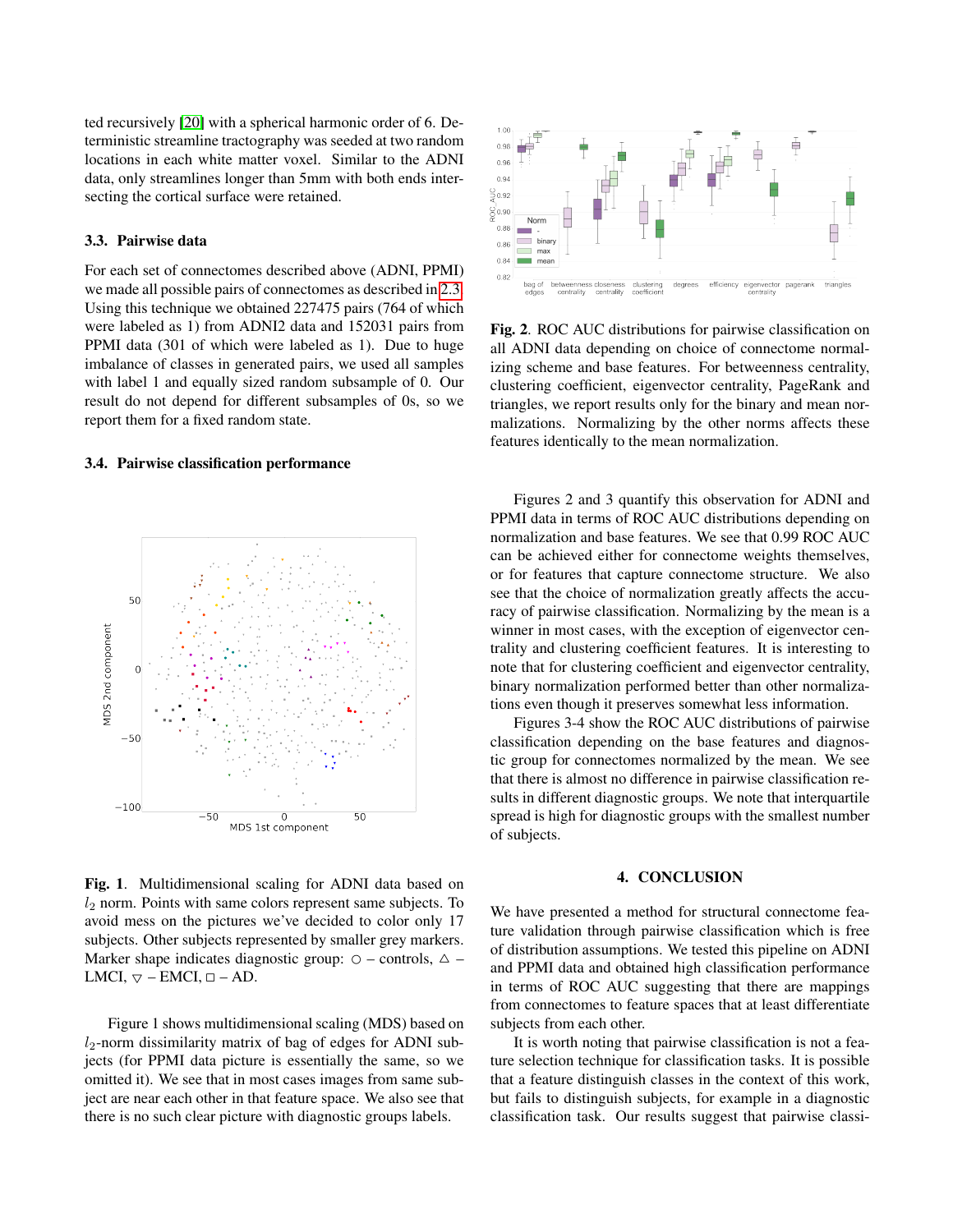ted recursively [20] with a spherical harmonic order of 6. Deterministic streamline tractography was seeded at two random locations in each white matter voxel. Similar to the ADNI data, only streamlines longer than 5mm with both ends intersecting the cortical surface were retained.

### 3.3. Pairwise data

For each set of connectomes described above (ADNI, PPMI) we made all possible pairs of connectomes as described in 2.3. Using this technique we obtained 227475 pairs (764 of which were labeled as 1) from ADNI2 data and 152031 pairs from PPMI data (301 of which were labeled as 1). Due to huge imbalance of classes in generated pairs, we used all samples with label 1 and equally sized random subsample of 0. Our result do not depend for different subsamples of 0s, so we report them for a fixed random state.

### 3.4. Pairwise classification performance

**Fig. 1**. Multidimensional scaling for ADNI data based on $l_2$ norm. Points with same colors represent same subjects. To avoid mess on the pictures we've decided to color only 17 subjects. Other subjects represented by smaller grey markers. Marker shape indicates diagnostic group: ○ – controls, △ – LMCI, ▽ – EMCI, □ – AD.

Figure 1 shows multidimensional scaling (MDS) based on $l_2$-norm dissimilarity matrix of bag of edges for ADNI subjects (for PPMI data picture is essentially the same, so we omitted it). We see that in most cases images from same subject are near each other in that feature space. We also see that there is no such clear picture with diagnostic groups labels.

**Fig. 2**. ROC AUC distributions for pairwise classification on all ADNI data depending on choice of connectome normalizing scheme and base features. For betweenness centrality, clustering coefficient, eigenvector centrality, PageRank and triangles, we report results only for the binary and mean normalizations. Normalizing by the other norms affects these features identically to the mean normalization.

Figures 2 and 3 quantify this observation for ADNI and PPMI data in terms of ROC AUC distributions depending on normalization and base features. We see that 0.99 ROC AUC can be achieved either for connectome weights themselves, or for features that capture connectome structure. We also see that the choice of normalization greatly affects the accuracy of pairwise classification. Normalizing by the mean is a winner in most cases, with the exception of eigenvector centrality and clustering coefficient features. It is interesting to note that for clustering coefficient and eigenvector centrality, binary normalization performed better than other normalizations even though it preserves somewhat less information.

Figures 3-4 show the ROC AUC distributions of pairwise classification depending on the base features and diagnostic group for connectomes normalized by the mean. We see that there is almost no difference in pairwise classification results in different diagnostic groups. We note that interquartile spread is high for diagnostic groups with the smallest number of subjects.

## 4. CONCLUSION

We have presented a method for structural connectome feature validation through pairwise classification which is free of distribution assumptions. We tested this pipeline on ADNI and PPMI data and obtained high classification performance in terms of ROC AUC suggesting that there are mappings from connectomes to feature spaces that at least differentiate subjects from each other.

It is worth noting that pairwise classification is not a feature selection technique for classification tasks. It is possible that a feature distinguish classes in the context of this work, but fails to distinguish subjects, for example in a diagnostic classification task. Our results suggest that pairwise classi-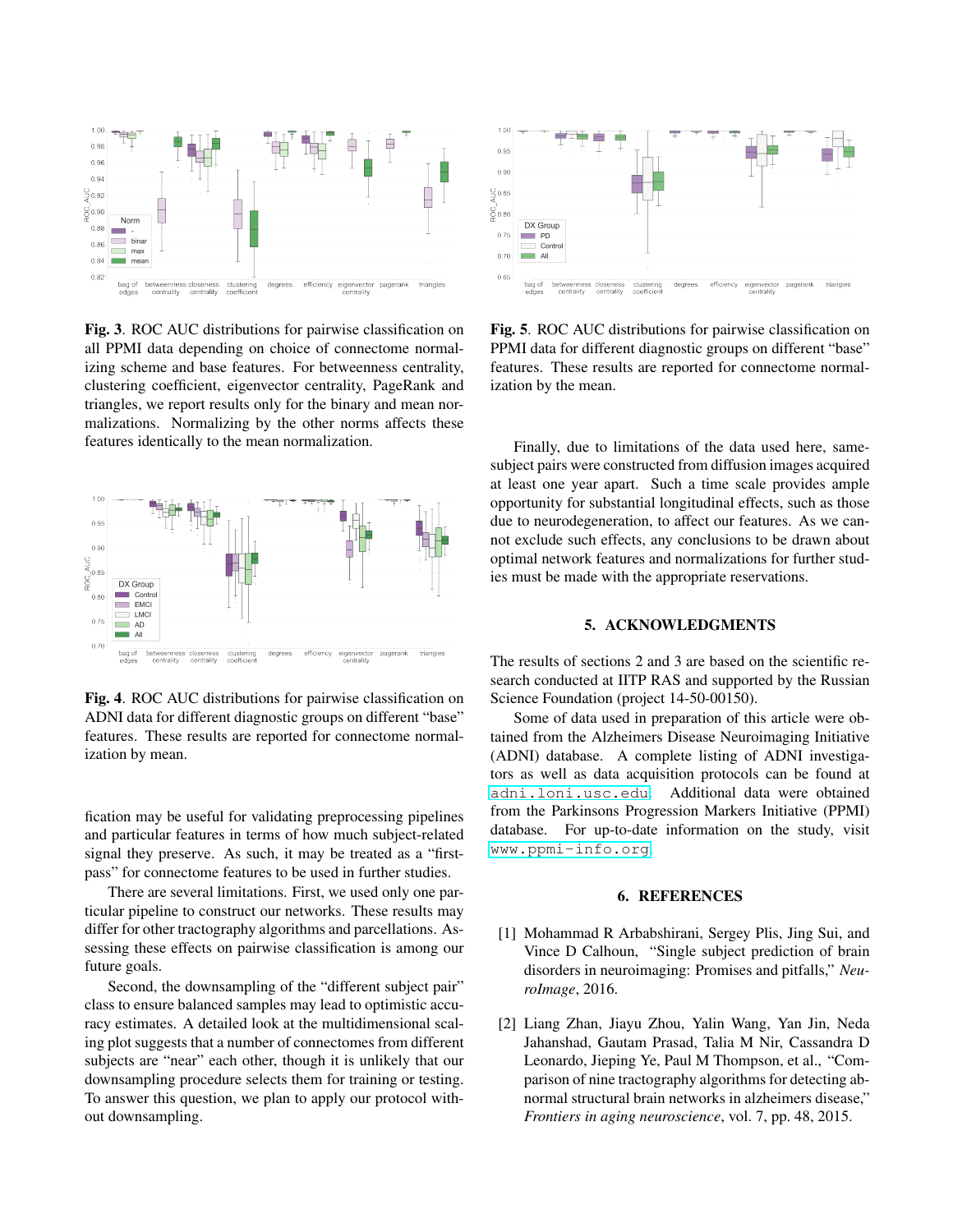**Fig. 3**. ROC AUC distributions for pairwise classification on all PPMI data depending on choice of connectome normalizing scheme and base features. For betweenness centrality, clustering coefficient, eigenvector centrality, PageRank and triangles, we report results only for the binary and mean normalizations. Normalizing by the other norms affects these features identically to the mean normalization.

**Fig. 4**. ROC AUC distributions for pairwise classification on ADNI data for different diagnostic groups on different "base" features. These results are reported for connectome normalization by mean.

fication may be useful for validating preprocessing pipelines and particular features in terms of how much subject-related signal they preserve. As such, it may be treated as a "first-pass" for connectome features to be used in further studies.

There are several limitations. First, we used only one particular pipeline to construct our networks. These results may differ for other tractography algorithms and parcellations. Assessing these effects on pairwise classification is among our future goals.

Second, the downsampling of the "different subject pair" class to ensure balanced samples may lead to optimistic accuracy estimates. A detailed look at the multidimensional scaling plot suggests that a number of connectomes from different subjects are "near" each other, though it is unlikely that our downsampling procedure selects them for training or testing. To answer this question, we plan to apply our protocol without downsampling.

**Fig. 5**. ROC AUC distributions for pairwise classification on PPMI data for different diagnostic groups on different "base" features. These results are reported for connectome normalization by the mean.

Finally, due to limitations of the data used here, same-subject pairs were constructed from diffusion images acquired at least one year apart. Such a time scale provides ample opportunity for substantial longitudinal effects, such as those due to neurodegeneration, to affect our features. As we cannot exclude such effects, any conclusions to be drawn about optimal network features and normalizations for further studies must be made with the appropriate reservations.

## 5. ACKNOWLEDGMENTS

The results of sections 2 and 3 are based on the scientific research conducted at IITP RAS and supported by the Russian Science Foundation (project 14-50-00150).

Some of data used in preparation of this article were obtained from the Alzheimers Disease Neuroimaging Initiative (ADNI) database. A complete listing of ADNI investigators as well as data acquisition protocols can be found at adni.loni.usc.edu. Additional data were obtained from the Parkinsons Progression Markers Initiative (PPMI) database. For up-to-date information on the study, visit www.ppmi-info.org.

## 6. REFERENCES

[1] Mohammad R Arbabshirani, Sergey Plis, Jing Sui, and Vince D Calhoun, "Single subject prediction of brain disorders in neuroimaging: Promises and pitfalls," *NeuroImage*, 2016.

[2] Liang Zhan, Jiayu Zhou, Yalin Wang, Yan Jin, Neda Jahanshad, Gautam Prasad, Talia M Nir, Cassandra D Leonardo, Jieping Ye, Paul M Thompson, et al., "Comparison of nine tractography algorithms for detecting abnormal structural brain networks in alzheimers disease," *Frontiers in aging neuroscience*, vol. 7, pp. 48, 2015.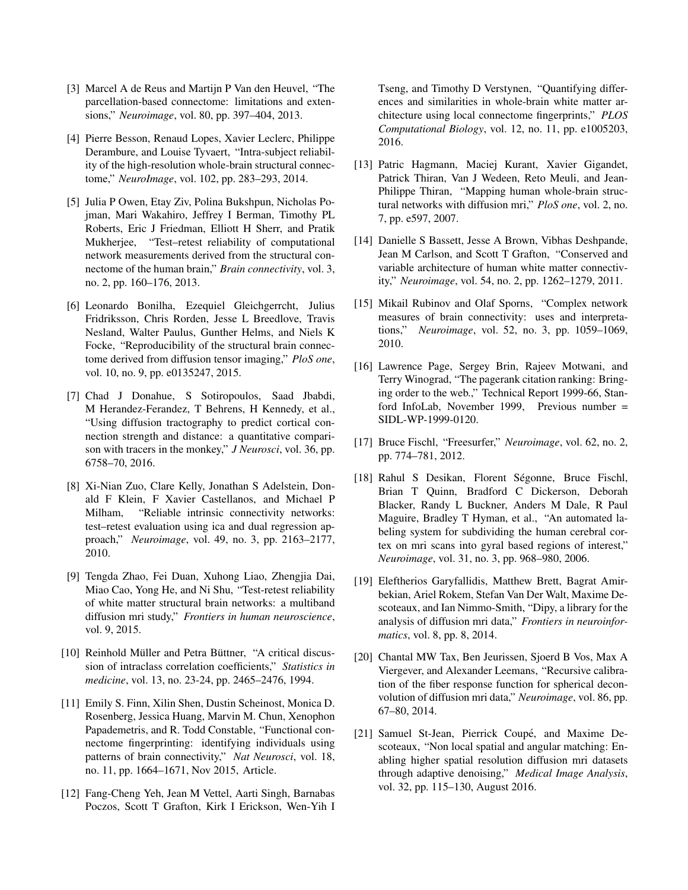[3] Marcel A de Reus and Martijn P Van den Heuvel, "The parcellation-based connectome: limitations and extensions," *Neuroimage*, vol. 80, pp. 397–404, 2013.

[4] Pierre Besson, Renaud Lopes, Xavier Leclerc, Philippe Derambure, and Louise Tyvaert, "Intra-subject reliability of the high-resolution whole-brain structural connectome," *NeuroImage*, vol. 102, pp. 283–293, 2014.

[5] Julia P Owen, Etay Ziv, Polina Bukshpun, Nicholas Pojman, Mari Wakahiro, Jeffrey I Berman, Timothy PL Roberts, Eric J Friedman, Elliott H Sherr, and Pratik Mukherjee, "Test–retest reliability of computational network measurements derived from the structural connectome of the human brain," *Brain connectivity*, vol. 3, no. 2, pp. 160–176, 2013.

[6] Leonardo Bonilha, Ezequiel Gleichgerrcht, Julius Fridriksson, Chris Rorden, Jesse L Breedlove, Travis Nesland, Walter Paulus, Gunther Helms, and Niels K Focke, "Reproducibility of the structural brain connectome derived from diffusion tensor imaging," *PloS one*, vol. 10, no. 9, pp. e0135247, 2015.

[7] Chad J Donahue, S Sotiropoulos, Saad Jbabdi, M Herandez-Ferandez, T Behrens, H Kennedy, et al., "Using diffusion tractography to predict cortical connection strength and distance: a quantitative comparison with tracers in the monkey," *J Neurosci*, vol. 36, pp. 6758–70, 2016.

[8] Xi-Nian Zuo, Clare Kelly, Jonathan S Adelstein, Donald F Klein, F Xavier Castellanos, and Michael P Milham, "Reliable intrinsic connectivity networks: test–retest evaluation using ica and dual regression approach," *Neuroimage*, vol. 49, no. 3, pp. 2163–2177, 2010.

[9] Tengda Zhao, Fei Duan, Xuhong Liao, Zhengjia Dai, Miao Cao, Yong He, and Ni Shu, "Test-retest reliability of white matter structural brain networks: a multiband diffusion mri study," *Frontiers in human neuroscience*, vol. 9, 2015.

[10] Reinhold Müller and Petra Büttner, "A critical discussion of intraclass correlation coefficients," *Statistics in medicine*, vol. 13, no. 23-24, pp. 2465–2476, 1994.

[11] Emily S. Finn, Xilin Shen, Dustin Scheinost, Monica D. Rosenberg, Jessica Huang, Marvin M. Chun, Xenophon Papademetris, and R. Todd Constable, "Functional connectome fingerprinting: identifying individuals using patterns of brain connectivity," *Nat Neurosci*, vol. 18, no. 11, pp. 1664–1671, Nov 2015, Article.

[12] Fang-Cheng Yeh, Jean M Vettel, Aarti Singh, Barnabas Poczos, Scott T Grafton, Kirk I Erickson, Wen-Yih I Tseng, and Timothy D Verstynen, "Quantifying differences and similarities in whole-brain white matter architecture using local connectome fingerprints," *PLOS Computational Biology*, vol. 12, no. 11, pp. e1005203, 2016.

[13] Patric Hagmann, Maciej Kurant, Xavier Gigandet, Patrick Thiran, Van J Wedeen, Reto Meuli, and Jean-Philippe Thiran, "Mapping human whole-brain structural networks with diffusion mri," *PloS one*, vol. 2, no. 7, pp. e597, 2007.

[14] Danielle S Bassett, Jesse A Brown, Vibhas Deshpande, Jean M Carlson, and Scott T Grafton, "Conserved and variable architecture of human white matter connectivity," *Neuroimage*, vol. 54, no. 2, pp. 1262–1279, 2011.

[15] Mikail Rubinov and Olaf Sporns, "Complex network measures of brain connectivity: uses and interpretations," *Neuroimage*, vol. 52, no. 3, pp. 1059–1069, 2010.

[16] Lawrence Page, Sergey Brin, Rajeev Motwani, and Terry Winograd, "The pagerank citation ranking: Bringing order to the web.," Technical Report 1999-66, Stanford InfoLab, November 1999, Previous number = SIDL-WP-1999-0120.

[17] Bruce Fischl, "Freesurfer," *Neuroimage*, vol. 62, no. 2, pp. 774–781, 2012.

[18] Rahul S Desikan, Florent Ségonne, Bruce Fischl, Brian T Quinn, Bradford C Dickerson, Deborah Blacker, Randy L Buckner, Anders M Dale, R Paul Maguire, Bradley T Hyman, et al., "An automated labeling system for subdividing the human cerebral cortex on mri scans into gyral based regions of interest," *Neuroimage*, vol. 31, no. 3, pp. 968–980, 2006.

[19] Eleftherios Garyfallidis, Matthew Brett, Bagrat Amirbekian, Ariel Rokem, Stefan Van Der Walt, Maxime Descoteaux, and Ian Nimmo-Smith, "Dipy, a library for the analysis of diffusion mri data," *Frontiers in neuroinformatics*, vol. 8, pp. 8, 2014.

[20] Chantal MW Tax, Ben Jeurissen, Sjoerd B Vos, Max A Viergever, and Alexander Leemans, "Recursive calibration of the fiber response function for spherical deconvolution of diffusion mri data," *Neuroimage*, vol. 86, pp. 67–80, 2014.

[21] Samuel St-Jean, Pierrick Coupé, and Maxime Descoteaux, "Non local spatial and angular matching: Enabling higher spatial resolution diffusion mri datasets through adaptive denoising," *Medical Image Analysis*, vol. 32, pp. 115–130, August 2016.